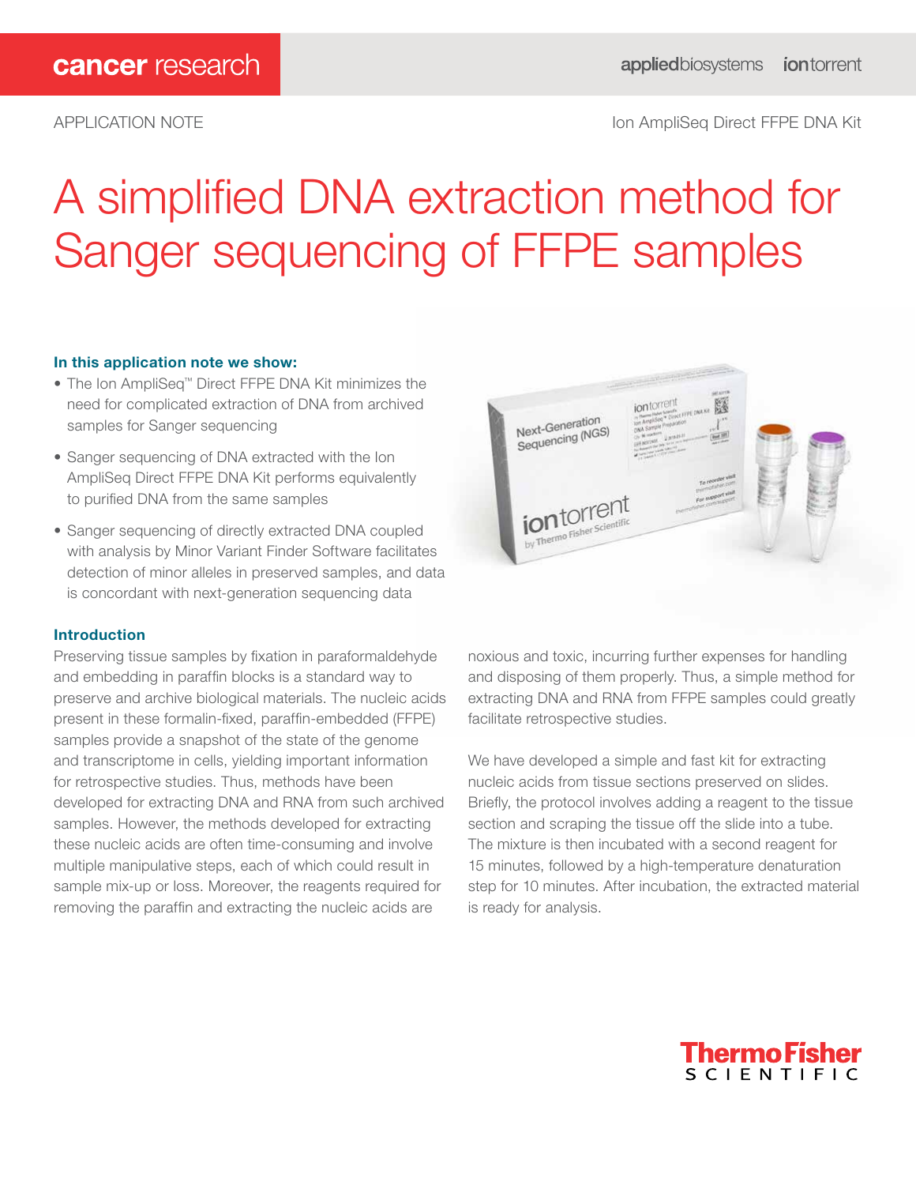cancer research

APPLICATION NOTE

Ion AmpliSeq Direct FFPE DNA Kit

# A simplified DNA extraction method for Sanger sequencing of FFPE samples

### In this application note we show:

- The Ion AmpliSeq™ Direct FFPE DNA Kit minimizes the need for complicated extraction of DNA from archived samples for Sanger sequencing
- Sanger sequencing of DNA extracted with the Ion AmpliSeq Direct FFPE DNA Kit performs equivalently to purified DNA from the same samples
- Sanger sequencing of directly extracted DNA coupled with analysis by Minor Variant Finder Software facilitates detection of minor alleles in preserved samples, and data is concordant with next-generation sequencing data

### Introduction

Preserving tissue samples by fixation in paraformaldehyde and embedding in paraffin blocks is a standard way to preserve and archive biological materials. The nucleic acids present in these formalin-fixed, paraffin-embedded (FFPE) samples provide a snapshot of the state of the genome and transcriptome in cells, yielding important information for retrospective studies. Thus, methods have been developed for extracting DNA and RNA from such archived samples. However, the methods developed for extracting these nucleic acids are often time-consuming and involve multiple manipulative steps, each of which could result in sample mix-up or loss. Moreover, the reagents required for removing the paraffin and extracting the nucleic acids are noxious and toxic, incurring further expenses for handling and disposing of them properly. Thus, a simple method for extracting DNA and RNA from FFPE samples could greatly facilitate retrospective studies.

We have developed a simple and fast kit for extracting nucleic acids from tissue sections preserved on slides. Briefly, the protocol involves adding a reagent to the tissue section and scraping the tissue off the slide into a tube. The mixture is then incubated with a second reagent for 15 minutes, followed by a high-temperature denaturation step for 10 minutes. After incubation, the extracted material is ready for analysis.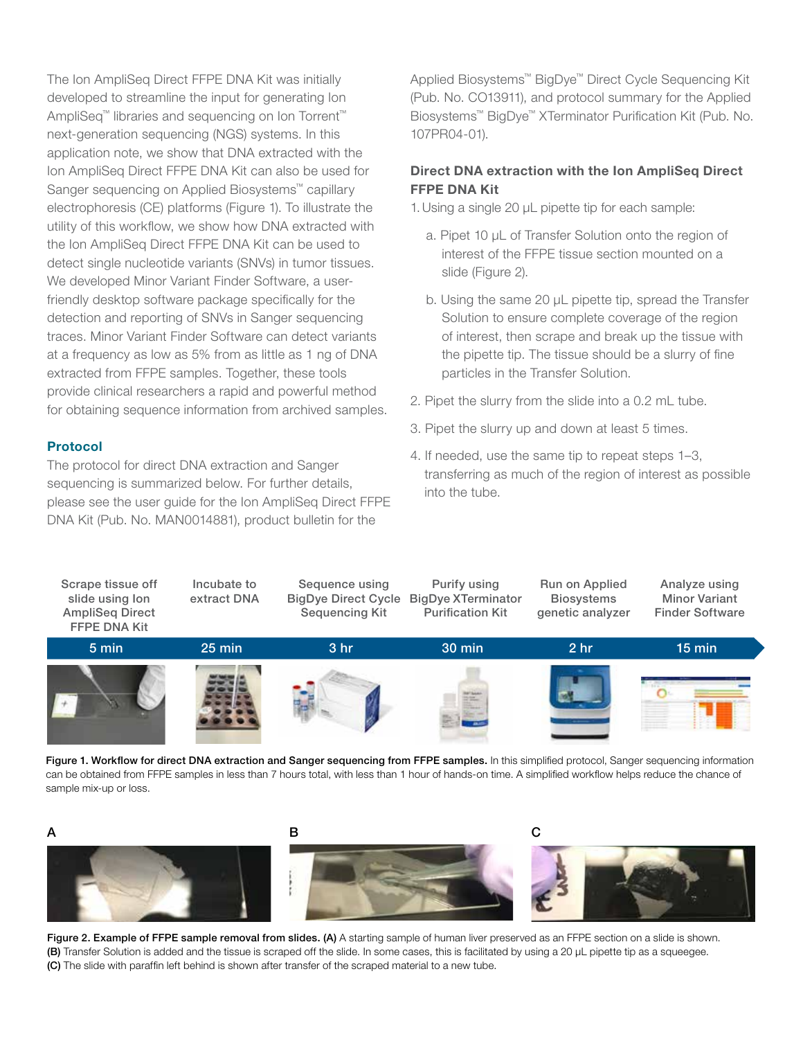The Ion AmpliSeq Direct FFPE DNA Kit was initially developed to streamline the input for generating Ion AmpliSeq™ libraries and sequencing on Ion Torrent™ next-generation sequencing (NGS) systems. In this application note, we show that DNA extracted with the Ion AmpliSeq Direct FFPE DNA Kit can also be used for Sanger sequencing on Applied Biosystems™ capillary electrophoresis (CE) platforms (Figure 1). To illustrate the utility of this workflow, we show how DNA extracted with the Ion AmpliSeq Direct FFPE DNA Kit can be used to detect single nucleotide variants (SNVs) in tumor tissues. We developed Minor Variant Finder Software, a user-friendly desktop software package specifically for the detection and reporting of SNVs in Sanger sequencing traces. Minor Variant Finder Software can detect variants at a frequency as low as 5% from as little as 1 ng of DNA extracted from FFPE samples. Together, these tools provide clinical researchers a rapid and powerful method for obtaining sequence information from archived samples.

## Protocol

The protocol for direct DNA extraction and Sanger sequencing is summarized below. For further details, please see the user guide for the Ion AmpliSeq Direct FFPE DNA Kit (Pub. No. MAN0014881), product bulletin for the Applied Biosystems™ BigDye™ Direct Cycle Sequencing Kit (Pub. No. CO13911), and protocol summary for the Applied Biosystems™ BigDye™ XTerminator Purification Kit (Pub. No. 107PR04-01).

### Direct DNA extraction with the Ion AmpliSeq Direct FFPE DNA Kit

1. Using a single 20 µL pipette tip for each sample:
   a. Pipet 10 µL of Transfer Solution onto the region of interest of the FFPE tissue section mounted on a slide (Figure 2).
   b. Using the same 20 µL pipette tip, spread the Transfer Solution to ensure complete coverage of the region of interest, then scrape and break up the tissue with the pipette tip. The tissue should be a slurry of fine particles in the Transfer Solution.
2. Pipet the slurry from the slide into a 0.2 mL tube.
3. Pipet the slurry up and down at least 5 times.
4. If needed, use the same tip to repeat steps 1–3, transferring as much of the region of interest as possible into the tube.

| Scrape tissue off slide using Ion AmpliSeq Direct FFPE DNA Kit | Incubate to extract DNA | Sequence using BigDye Direct Cycle Sequencing Kit | Purify using BigDye XTerminator Purification Kit | Run on Applied Biosystems genetic analyzer | Analyze using Minor Variant Finder Software |
|---|---|---|---|---|---|
| 5 min | 25 min | 3 hr | 30 min | 2 hr | 15 min |

**Figure 1. Workflow for direct DNA extraction and Sanger sequencing from FFPE samples.** In this simplified protocol, Sanger sequencing information can be obtained from FFPE samples in less than 7 hours total, with less than 1 hour of hands-on time. A simplified workflow helps reduce the chance of sample mix-up or loss.

**Figure 2. Example of FFPE sample removal from slides. (A)** A starting sample of human liver preserved as an FFPE section on a slide is shown. **(B)** Transfer Solution is added and the tissue is scraped off the slide. In some cases, this is facilitated by using a 20 µL pipette tip as a squeegee. **(C)** The slide with paraffin left behind is shown after transfer of the scraped material to a new tube.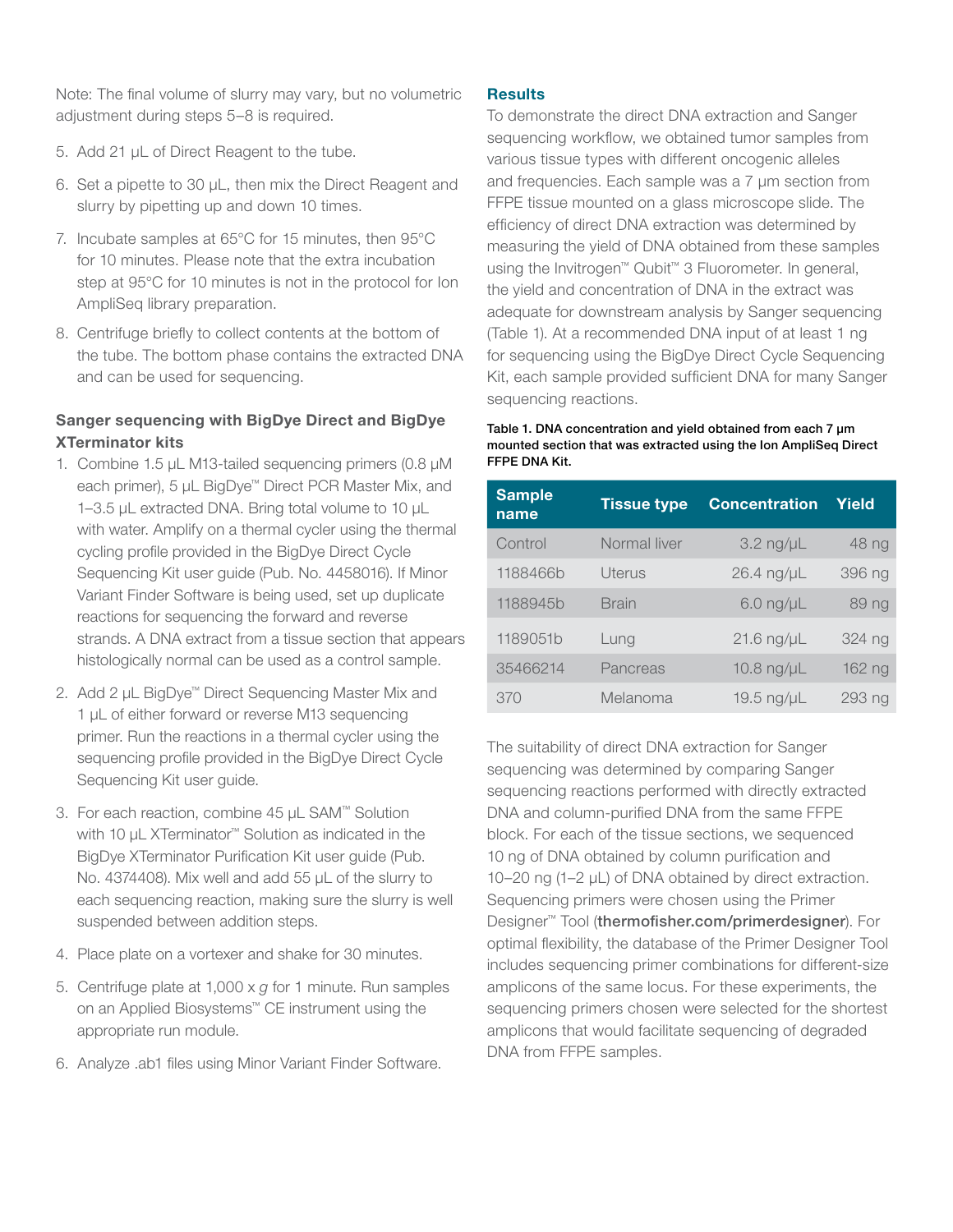Note: The final volume of slurry may vary, but no volumetric adjustment during steps 5–8 is required.

5. Add 21 µL of Direct Reagent to the tube.
6. Set a pipette to 30 µL, then mix the Direct Reagent and slurry by pipetting up and down 10 times.
7. Incubate samples at 65°C for 15 minutes, then 95°C for 10 minutes. Please note that the extra incubation step at 95°C for 10 minutes is not in the protocol for Ion AmpliSeq library preparation.
8. Centrifuge briefly to collect contents at the bottom of the tube. The bottom phase contains the extracted DNA and can be used for sequencing.

**Sanger sequencing with BigDye Direct and BigDye XTerminator kits**

1. Combine 1.5 µL M13-tailed sequencing primers (0.8 µM each primer), 5 µL BigDye™ Direct PCR Master Mix, and 1–3.5 µL extracted DNA. Bring total volume to 10 µL with water. Amplify on a thermal cycler using the thermal cycling profile provided in the BigDye Direct Cycle Sequencing Kit user guide (Pub. No. 4458016). If Minor Variant Finder Software is being used, set up duplicate reactions for sequencing the forward and reverse strands. A DNA extract from a tissue section that appears histologically normal can be used as a control sample.
2. Add 2 µL BigDye™ Direct Sequencing Master Mix and 1 µL of either forward or reverse M13 sequencing primer. Run the reactions in a thermal cycler using the sequencing profile provided in the BigDye Direct Cycle Sequencing Kit user guide.
3. For each reaction, combine 45 µL SAM™ Solution with 10 µL XTerminator™ Solution as indicated in the BigDye XTerminator Purification Kit user guide (Pub. No. 4374408). Mix well and add 55 µL of the slurry to each sequencing reaction, making sure the slurry is well suspended between addition steps.
4. Place plate on a vortexer and shake for 30 minutes.
5. Centrifuge plate at 1,000 x *g* for 1 minute. Run samples on an Applied Biosystems™ CE instrument using the appropriate run module.
6. Analyze .ab1 files using Minor Variant Finder Software.

## Results

To demonstrate the direct DNA extraction and Sanger sequencing workflow, we obtained tumor samples from various tissue types with different oncogenic alleles and frequencies. Each sample was a 7 µm section from FFPE tissue mounted on a glass microscope slide. The efficiency of direct DNA extraction was determined by measuring the yield of DNA obtained from these samples using the Invitrogen™ Qubit™ 3 Fluorometer. In general, the yield and concentration of DNA in the extract was adequate for downstream analysis by Sanger sequencing (Table 1). At a recommended DNA input of at least 1 ng for sequencing using the BigDye Direct Cycle Sequencing Kit, each sample provided sufficient DNA for many Sanger sequencing reactions.

**Table 1. DNA concentration and yield obtained from each 7 µm mounted section that was extracted using the Ion AmpliSeq Direct FFPE DNA Kit.**

| Sample name | Tissue type | Concentration | Yield |
|---|---|---|---|
| Control | Normal liver | 3.2 ng/µL | 48 ng |
| 1188466b | Uterus | 26.4 ng/µL | 396 ng |
| 1188945b | Brain | 6.0 ng/µL | 89 ng |
| 1189051b | Lung | 21.6 ng/µL | 324 ng |
| 35466214 | Pancreas | 10.8 ng/µL | 162 ng |
| 370 | Melanoma | 19.5 ng/µL | 293 ng |

The suitability of direct DNA extraction for Sanger sequencing was determined by comparing Sanger sequencing reactions performed with directly extracted DNA and column-purified DNA from the same FFPE block. For each of the tissue sections, we sequenced 10 ng of DNA obtained by column purification and 10–20 ng (1–2 µL) of DNA obtained by direct extraction. Sequencing primers were chosen using the Primer Designer™ Tool (**thermofisher.com/primerdesigner**). For optimal flexibility, the database of the Primer Designer Tool includes sequencing primer combinations for different-size amplicons of the same locus. For these experiments, the sequencing primers chosen were selected for the shortest amplicons that would facilitate sequencing of degraded DNA from FFPE samples.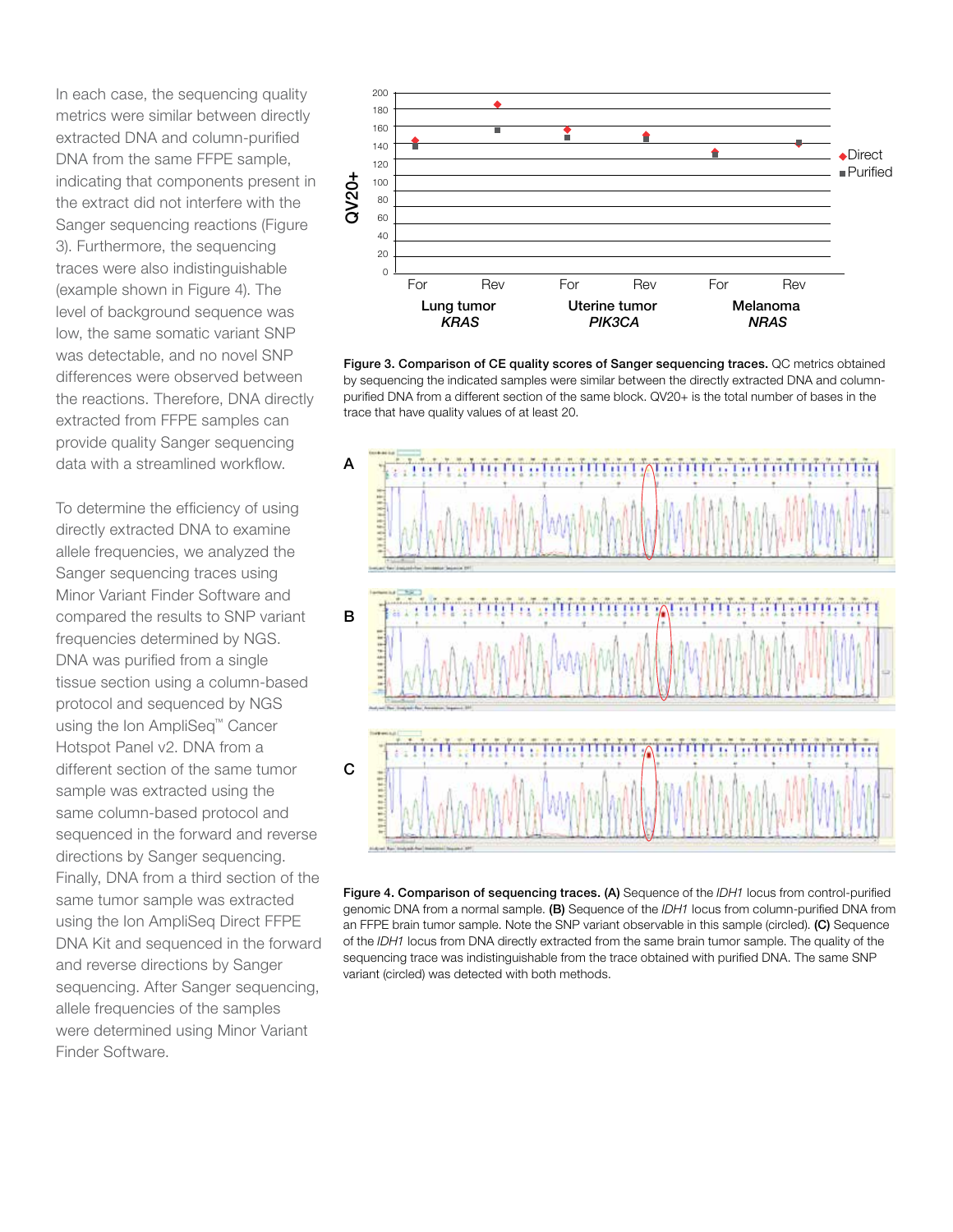In each case, the sequencing quality metrics were similar between directly extracted DNA and column-purified DNA from the same FFPE sample, indicating that components present in the extract did not interfere with the Sanger sequencing reactions (Figure 3). Furthermore, the sequencing traces were also indistinguishable (example shown in Figure 4). The level of background sequence was low, the same somatic variant SNP was detectable, and no novel SNP differences were observed between the reactions. Therefore, DNA directly extracted from FFPE samples can provide quality Sanger sequencing data with a streamlined workflow.

To determine the efficiency of using directly extracted DNA to examine allele frequencies, we analyzed the Sanger sequencing traces using Minor Variant Finder Software and compared the results to SNP variant frequencies determined by NGS. DNA was purified from a single tissue section using a column-based protocol and sequenced by NGS using the Ion AmpliSeq™ Cancer Hotspot Panel v2. DNA from a different section of the same tumor sample was extracted using the same column-based protocol and sequenced in the forward and reverse directions by Sanger sequencing. Finally, DNA from a third section of the same tumor sample was extracted using the Ion AmpliSeq Direct FFPE DNA Kit and sequenced in the forward and reverse directions by Sanger sequencing. After Sanger sequencing, allele frequencies of the samples were determined using Minor Variant Finder Software.

**Figure 3. Comparison of CE quality scores of Sanger sequencing traces.** QC metrics obtained by sequencing the indicated samples were similar between the directly extracted DNA and column-purified DNA from a different section of the same block. QV20+ is the total number of bases in the trace that have quality values of at least 20.

**Figure 4. Comparison of sequencing traces. (A)** Sequence of the *IDH1* locus from control-purified genomic DNA from a normal sample. **(B)** Sequence of the *IDH1* locus from column-purified DNA from an FFPE brain tumor sample. Note the SNP variant observable in this sample (circled). **(C)** Sequence of the *IDH1* locus from DNA directly extracted from the same brain tumor sample. The quality of the sequencing trace was indistinguishable from the trace obtained with purified DNA. The same SNP variant (circled) was detected with both methods.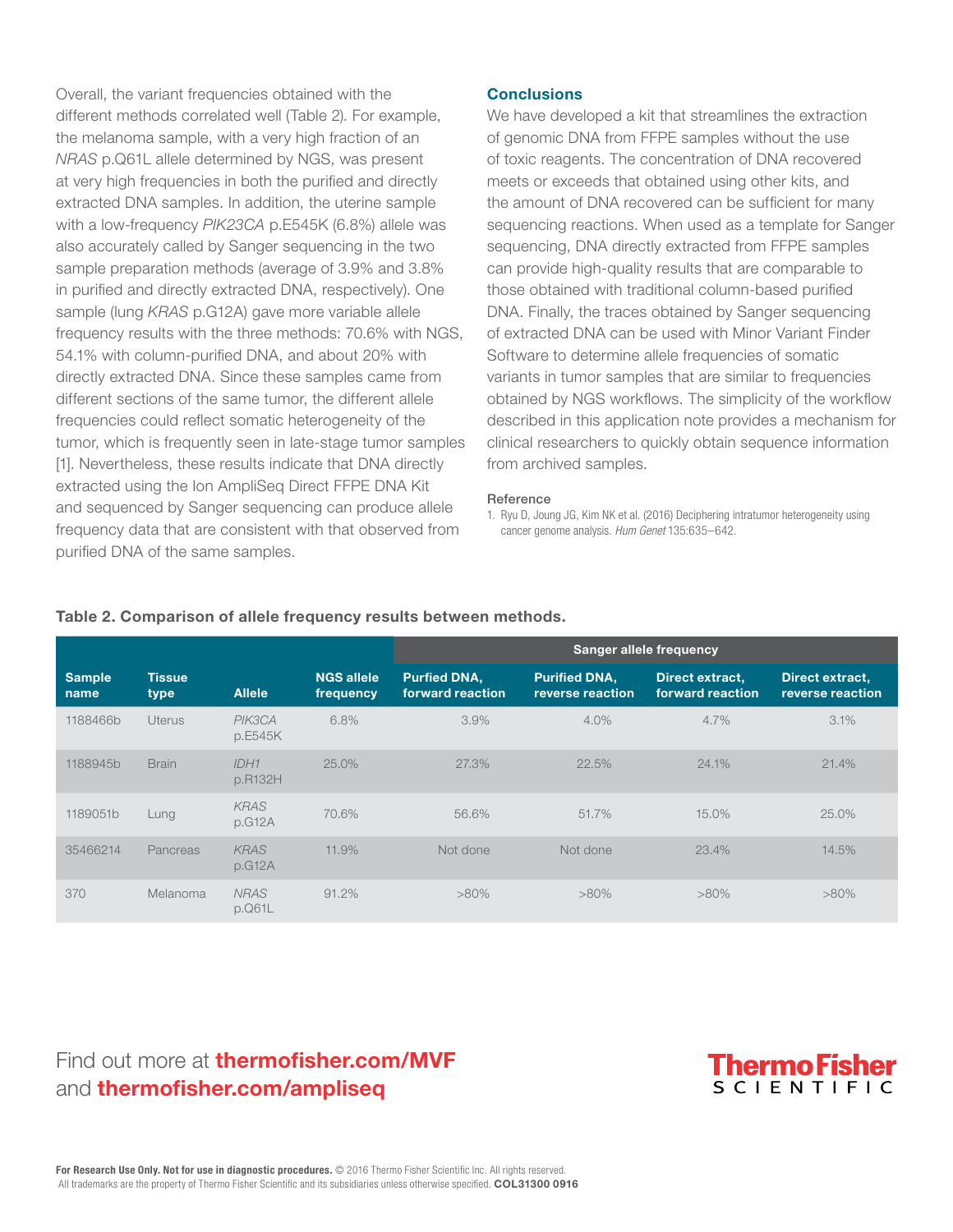Overall, the variant frequencies obtained with the different methods correlated well (Table 2). For example, the melanoma sample, with a very high fraction of an *NRAS* p.Q61L allele determined by NGS, was present at very high frequencies in both the purified and directly extracted DNA samples. In addition, the uterine sample with a low-frequency *PIK23CA* p.E545K (6.8%) allele was also accurately called by Sanger sequencing in the two sample preparation methods (average of 3.9% and 3.8% in purified and directly extracted DNA, respectively). One sample (lung *KRAS* p.G12A) gave more variable allele frequency results with the three methods: 70.6% with NGS, 54.1% with column-purified DNA, and about 20% with directly extracted DNA. Since these samples came from different sections of the same tumor, the different allele frequencies could reflect somatic heterogeneity of the tumor, which is frequently seen in late-stage tumor samples [1]. Nevertheless, these results indicate that DNA directly extracted using the Ion AmpliSeq Direct FFPE DNA Kit and sequenced by Sanger sequencing can produce allele frequency data that are consistent with that observed from purified DNA of the same samples.

## Conclusions

We have developed a kit that streamlines the extraction of genomic DNA from FFPE samples without the use of toxic reagents. The concentration of DNA recovered meets or exceeds that obtained using other kits, and the amount of DNA recovered can be sufficient for many sequencing reactions. When used as a template for Sanger sequencing, DNA directly extracted from FFPE samples can provide high-quality results that are comparable to those obtained with traditional column-based purified DNA. Finally, the traces obtained by Sanger sequencing of extracted DNA can be used with Minor Variant Finder Software to determine allele frequencies of somatic variants in tumor samples that are similar to frequencies obtained by NGS workflows. The simplicity of the workflow described in this application note provides a mechanism for clinical researchers to quickly obtain sequence information from archived samples.

### Reference

1. Ryu D, Joung JG, Kim NK et al. (2016) Deciphering intratumor heterogeneity using cancer genome analysis. *Hum Genet* 135:635–642.

**Table 2. Comparison of allele frequency results between methods.**

| | | | | Sanger allele frequency | | | |
|---|---|---|---|---|---|---|---|
| **Sample name** | **Tissue type** | **Allele** | **NGS allele frequency** | **Purfied DNA, forward reaction** | **Purified DNA, reverse reaction** | **Direct extract, forward reaction** | **Direct extract, reverse reaction** |
| 1188466b | Uterus | *PIK3CA* p.E545K | 6.8% | 3.9% | 4.0% | 4.7% | 3.1% |
| 1188945b | Brain | *IDH1* p.R132H | 25.0% | 27.3% | 22.5% | 24.1% | 21.4% |
| 1189051b | Lung | *KRAS* p.G12A | 70.6% | 56.6% | 51.7% | 15.0% | 25.0% |
| 35466214 | Pancreas | *KRAS* p.G12A | 11.9% | Not done | Not done | 23.4% | 14.5% |
| 370 | Melanoma | *NRAS* p.Q61L | 91.2% | >80% | >80% | >80% | >80% |

Find out more at **thermofisher.com/MVF** and **thermofisher.com/ampliseq**

**For Research Use Only. Not for use in diagnostic procedures.** © 2016 Thermo Fisher Scientific Inc. All rights reserved. All trademarks are the property of Thermo Fisher Scientific and its subsidiaries unless otherwise specified. **COL31300 0916**